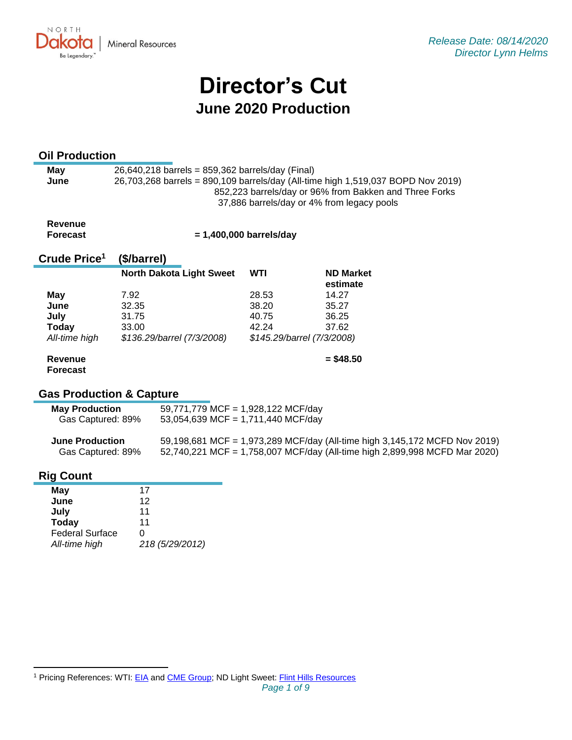Release Date: 08/14/2020
Director Lynn Helms

# Director's Cut

## June 2020 Production

### Oil Production

| | |
|---|---|
| **May** | 26,640,218 barrels = 859,362 barrels/day (Final) |
| **June** | 26,703,268 barrels = 890,109 barrels/day (All-time high 1,519,037 BOPD Nov 2019) |
| | 852,223 barrels/day or 96% from Bakken and Three Forks |
| | 37,886 barrels/day or 4% from legacy pools |

**Revenue Forecast** **= 1,400,000 barrels/day**

### Crude Price[1] ($/barrel)

| | North Dakota Light Sweet | WTI | ND Market estimate |
|---|---|---|---|
| **May** | 7.92 | 28.53 | 14.27 |
| **June** | 32.35 | 38.20 | 35.27 |
| **July** | 31.75 | 40.75 | 36.25 |
| **Today** | 33.00 | 42.24 | 37.62 |
| *All-time high* | *$136.29/barrel (7/3/2008)* | *$145.29/barrel (7/3/2008)* | |

**Revenue Forecast** **= $48.50**

### Gas Production & Capture

| | |
|---|---|
| **May Production** | 59,771,779 MCF = 1,928,122 MCF/day |
| Gas Captured: 89% | 53,054,639 MCF = 1,711,440 MCF/day |
| **June Production** | 59,198,681 MCF = 1,973,289 MCF/day (All-time high 3,145,172 MCFD Nov 2019) |
| Gas Captured: 89% | 52,740,221 MCF = 1,758,007 MCF/day (All-time high 2,899,998 MCFD Mar 2020) |

### Rig Count

| | |
|---|---|
| **May** | 17 |
| **June** | 12 |
| **July** | 11 |
| **Today** | 11 |
| Federal Surface | 0 |
| *All-time high* | *218 (5/29/2012)* |

[1] Pricing References: WTI: EIA and CME Group; ND Light Sweet: Flint Hills Resources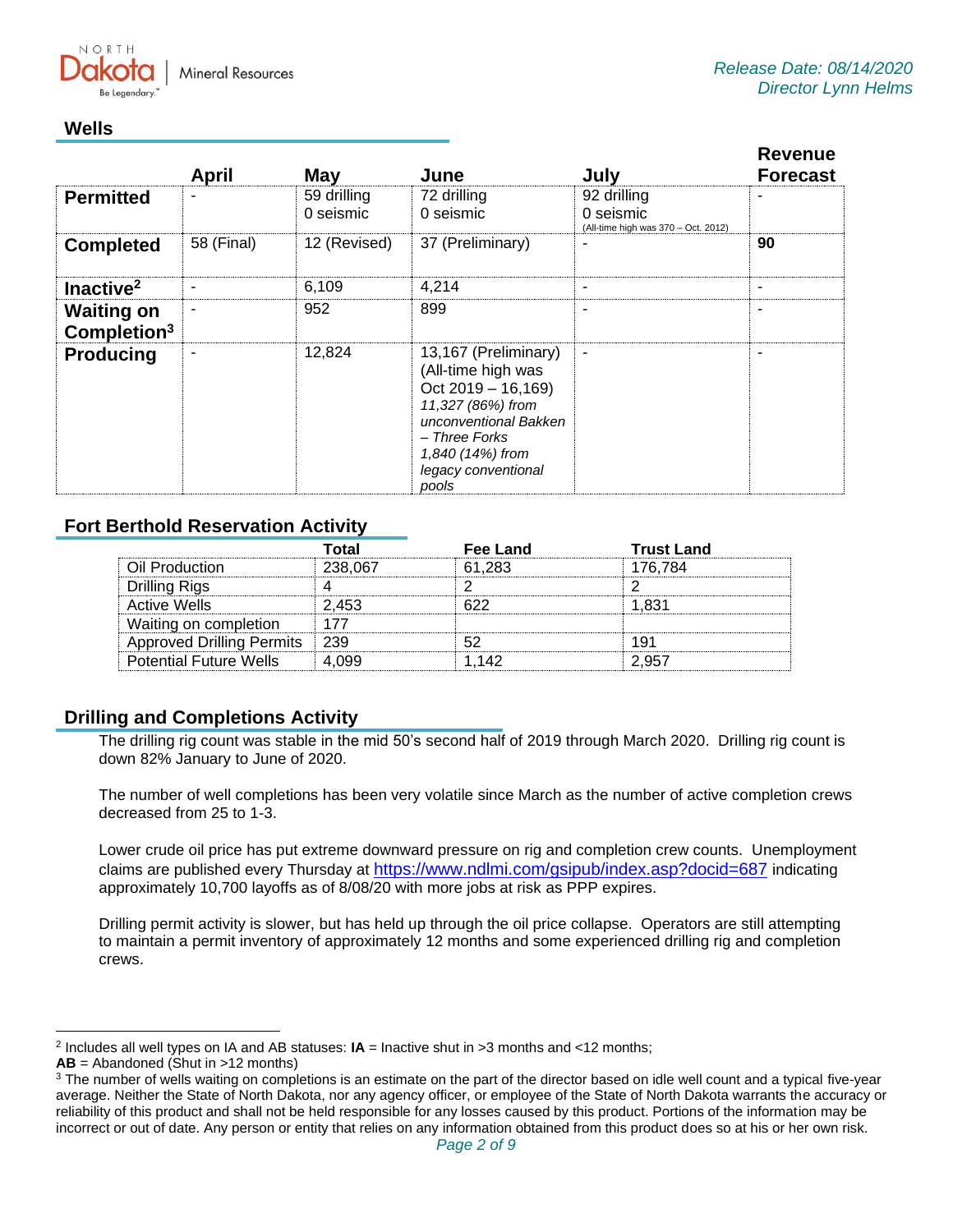## Wells

| | April | May | June | July | Revenue Forecast |
|---|---|---|---|---|---|
| **Permitted** | - | 59 drilling<br>0 seismic | 72 drilling<br>0 seismic | 92 drilling<br>0 seismic<br>(All-time high was 370 – Oct. 2012) | - |
| **Completed** | 58 (Final) | 12 (Revised) | 37 (Preliminary) | - | **90** |
| **Inactive**[2] | - | 6,109 | 4,214 | - | - |
| **Waiting on Completion**[3] | - | 952 | 899 | - | - |
| **Producing** | - | 12,824 | 13,167 (Preliminary)<br>(All-time high was Oct 2019 – 16,169)<br>*11,327 (86%) from unconventional Bakken – Three Forks*<br>*1,840 (14%) from legacy conventional pools* | - | - |

## Fort Berthold Reservation Activity

| | Total | Fee Land | Trust Land |
|---|---|---|---|
| Oil Production | 238,067 | 61,283 | 176,784 |
| Drilling Rigs | 4 | 2 | 2 |
| Active Wells | 2,453 | 622 | 1,831 |
| Waiting on completion | 177 | | |
| Approved Drilling Permits | 239 | 52 | 191 |
| Potential Future Wells | 4,099 | 1,142 | 2,957 |

## Drilling and Completions Activity

The drilling rig count was stable in the mid 50's second half of 2019 through March 2020. Drilling rig count is down 82% January to June of 2020.

The number of well completions has been very volatile since March as the number of active completion crews decreased from 25 to 1-3.

Lower crude oil price has put extreme downward pressure on rig and completion crew counts. Unemployment claims are published every Thursday at https://www.ndlmi.com/gsipub/index.asp?docid=687 indicating approximately 10,700 layoffs as of 8/08/20 with more jobs at risk as PPP expires.

Drilling permit activity is slower, but has held up through the oil price collapse. Operators are still attempting to maintain a permit inventory of approximately 12 months and some experienced drilling rig and completion crews.

---

[2] Includes all well types on IA and AB statuses: **IA** = Inactive shut in >3 months and <12 months;
**AB** = Abandoned (Shut in >12 months)

[3] The number of wells waiting on completions is an estimate on the part of the director based on idle well count and a typical five-year average. Neither the State of North Dakota, nor any agency officer, or employee of the State of North Dakota warrants the accuracy or reliability of this product and shall not be held responsible for any losses caused by this product. Portions of the information may be incorrect or out of date. Any person or entity that relies on any information obtained from this product does so at his or her own risk.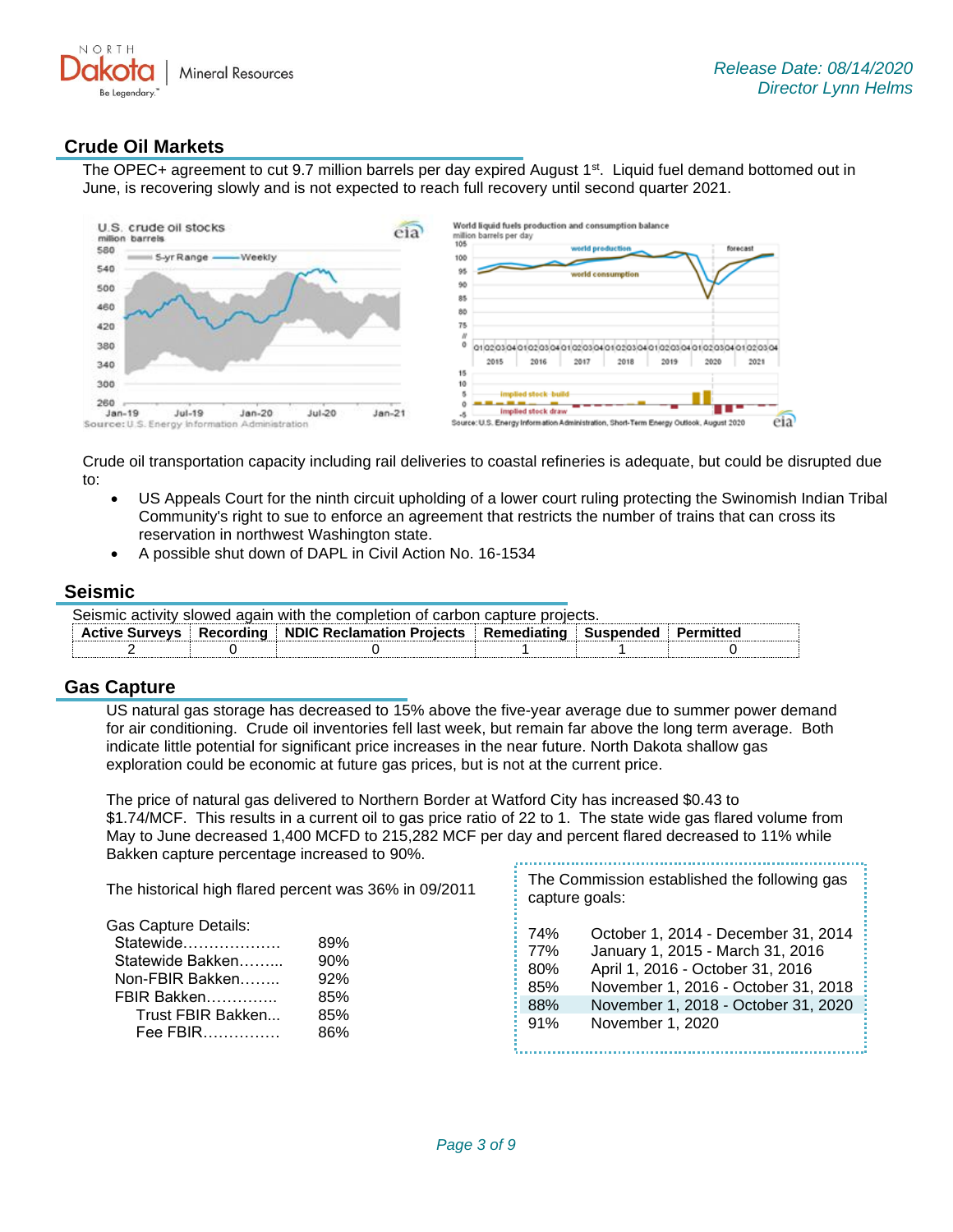## Crude Oil Markets

The OPEC+ agreement to cut 9.7 million barrels per day expired August 1st. Liquid fuel demand bottomed out in June, is recovering slowly and is not expected to reach full recovery until second quarter 2021.

Crude oil transportation capacity including rail deliveries to coastal refineries is adequate, but could be disrupted due to:

- US Appeals Court for the ninth circuit upholding of a lower court ruling protecting the Swinomish Indian Tribal Community's right to sue to enforce an agreement that restricts the number of trains that can cross its reservation in northwest Washington state.
- A possible shut down of DAPL in Civil Action No. 16-1534

## Seismic

Seismic activity slowed again with the completion of carbon capture projects.

| Active Surveys | Recording | NDIC Reclamation Projects | Remediating | Suspended | Permitted |
|---|---|---|---|---|---|
| 2 | 0 | 0 | 1 | 1 | 0 |

## Gas Capture

US natural gas storage has decreased to 15% above the five-year average due to summer power demand for air conditioning. Crude oil inventories fell last week, but remain far above the long term average. Both indicate little potential for significant price increases in the near future. North Dakota shallow gas exploration could be economic at future gas prices, but is not at the current price.

The price of natural gas delivered to Northern Border at Watford City has increased $0.43 to $1.74/MCF. This results in a current oil to gas price ratio of 22 to 1. The state wide gas flared volume from May to June decreased 1,400 MCFD to 215,282 MCF per day and percent flared decreased to 11% while Bakken capture percentage increased to 90%.

The historical high flared percent was 36% in 09/2011

Gas Capture Details:

| | |
|---|---|
| Statewide | 89% |
| Statewide Bakken | 90% |
| Non-FBIR Bakken | 92% |
| FBIR Bakken | 85% |
| Trust FBIR Bakken | 85% |
| Fee FBIR | 86% |

The Commission established the following gas capture goals:

| | |
|---|---|
| 74% | October 1, 2014 - December 31, 2014 |
| 77% | January 1, 2015 - March 31, 2016 |
| 80% | April 1, 2016 - October 31, 2016 |
| 85% | November 1, 2016 - October 31, 2018 |
| 88% | November 1, 2018 - October 31, 2020 |
| 91% | November 1, 2020 |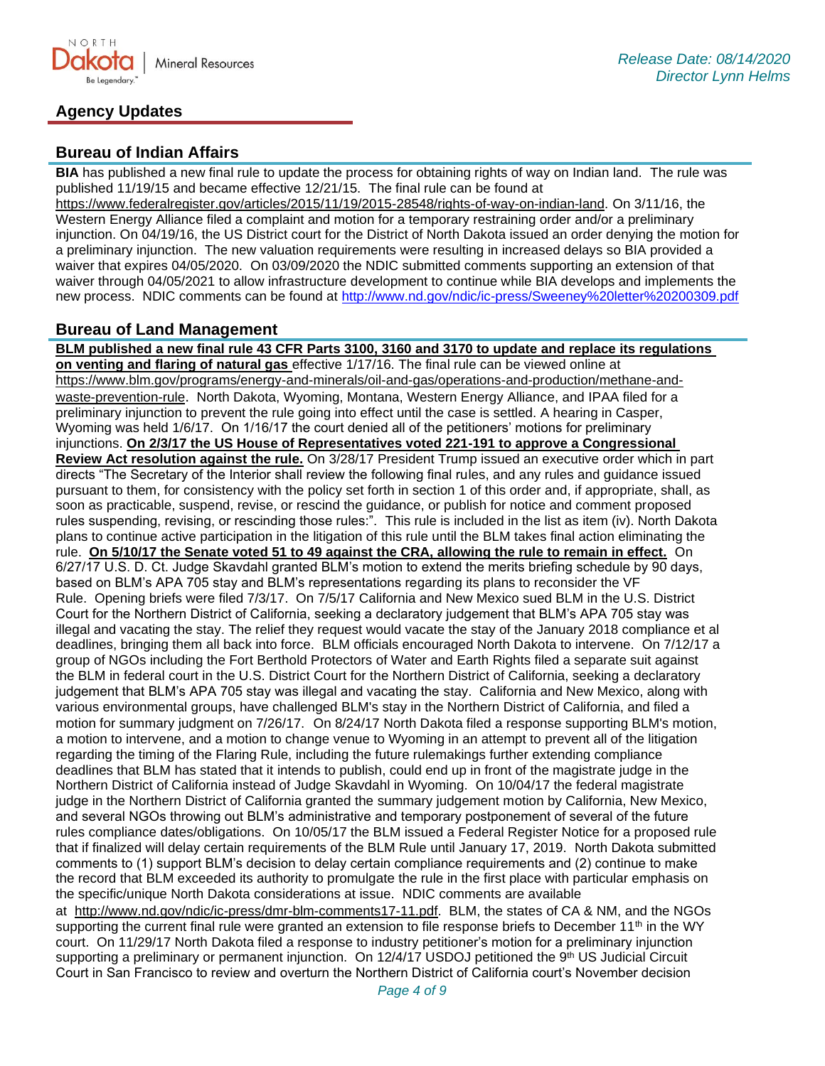## Agency Updates

### Bureau of Indian Affairs

**BIA** has published a new final rule to update the process for obtaining rights of way on Indian land. The rule was published 11/19/15 and became effective 12/21/15. The final rule can be found at https://www.federalregister.gov/articles/2015/11/19/2015-28548/rights-of-way-on-indian-land. On 3/11/16, the Western Energy Alliance filed a complaint and motion for a temporary restraining order and/or a preliminary injunction. On 04/19/16, the US District court for the District of North Dakota issued an order denying the motion for a preliminary injunction. The new valuation requirements were resulting in increased delays so BIA provided a waiver that expires 04/05/2020. On 03/09/2020 the NDIC submitted comments supporting an extension of that waiver through 04/05/2021 to allow infrastructure development to continue while BIA develops and implements the new process. NDIC comments can be found at http://www.nd.gov/ndic/ic-press/Sweeney%20letter%20200309.pdf

### Bureau of Land Management

**BLM published a new final rule 43 CFR Parts 3100, 3160 and 3170 to update and replace its regulations on venting and flaring of natural gas** effective 1/17/16. The final rule can be viewed online at https://www.blm.gov/programs/energy-and-minerals/oil-and-gas/operations-and-production/methane-and-waste-prevention-rule. North Dakota, Wyoming, Montana, Western Energy Alliance, and IPAA filed for a preliminary injunction to prevent the rule going into effect until the case is settled. A hearing in Casper, Wyoming was held 1/6/17. On 1/16/17 the court denied all of the petitioners' motions for preliminary injunctions. **On 2/3/17 the US House of Representatives voted 221-191 to approve a Congressional Review Act resolution against the rule.** On 3/28/17 President Trump issued an executive order which in part directs "The Secretary of the Interior shall review the following final rules, and any rules and guidance issued pursuant to them, for consistency with the policy set forth in section 1 of this order and, if appropriate, shall, as soon as practicable, suspend, revise, or rescind the guidance, or publish for notice and comment proposed rules suspending, revising, or rescinding those rules:". This rule is included in the list as item (iv). North Dakota plans to continue active participation in the litigation of this rule until the BLM takes final action eliminating the rule. **On 5/10/17 the Senate voted 51 to 49 against the CRA, allowing the rule to remain in effect.** On 6/27/17 U.S. D. Ct. Judge Skavdahl granted BLM's motion to extend the merits briefing schedule by 90 days, based on BLM's APA 705 stay and BLM's representations regarding its plans to reconsider the VF Rule. Opening briefs were filed 7/3/17. On 7/5/17 California and New Mexico sued BLM in the U.S. District Court for the Northern District of California, seeking a declaratory judgement that BLM's APA 705 stay was illegal and vacating the stay. The relief they request would vacate the stay of the January 2018 compliance et al deadlines, bringing them all back into force. BLM officials encouraged North Dakota to intervene. On 7/12/17 a group of NGOs including the Fort Berthold Protectors of Water and Earth Rights filed a separate suit against the BLM in federal court in the U.S. District Court for the Northern District of California, seeking a declaratory judgement that BLM's APA 705 stay was illegal and vacating the stay. California and New Mexico, along with various environmental groups, have challenged BLM's stay in the Northern District of California, and filed a motion for summary judgment on 7/26/17. On 8/24/17 North Dakota filed a response supporting BLM's motion, a motion to intervene, and a motion to change venue to Wyoming in an attempt to prevent all of the litigation regarding the timing of the Flaring Rule, including the future rulemakings further extending compliance deadlines that BLM has stated that it intends to publish, could end up in front of the magistrate judge in the Northern District of California instead of Judge Skavdahl in Wyoming. On 10/04/17 the federal magistrate judge in the Northern District of California granted the summary judgement motion by California, New Mexico, and several NGOs throwing out BLM's administrative and temporary postponement of several of the future rules compliance dates/obligations. On 10/05/17 the BLM issued a Federal Register Notice for a proposed rule that if finalized will delay certain requirements of the BLM Rule until January 17, 2019. North Dakota submitted comments to (1) support BLM's decision to delay certain compliance requirements and (2) continue to make the record that BLM exceeded its authority to promulgate the rule in the first place with particular emphasis on the specific/unique North Dakota considerations at issue. NDIC comments are available at http://www.nd.gov/ndic/ic-press/dmr-blm-comments17-11.pdf. BLM, the states of CA & NM, and the NGOs supporting the current final rule were granted an extension to file response briefs to December 11th in the WY court. On 11/29/17 North Dakota filed a response to industry petitioner's motion for a preliminary injunction supporting a preliminary or permanent injunction. On 12/4/17 USDOJ petitioned the 9th US Judicial Circuit Court in San Francisco to review and overturn the Northern District of California court's November decision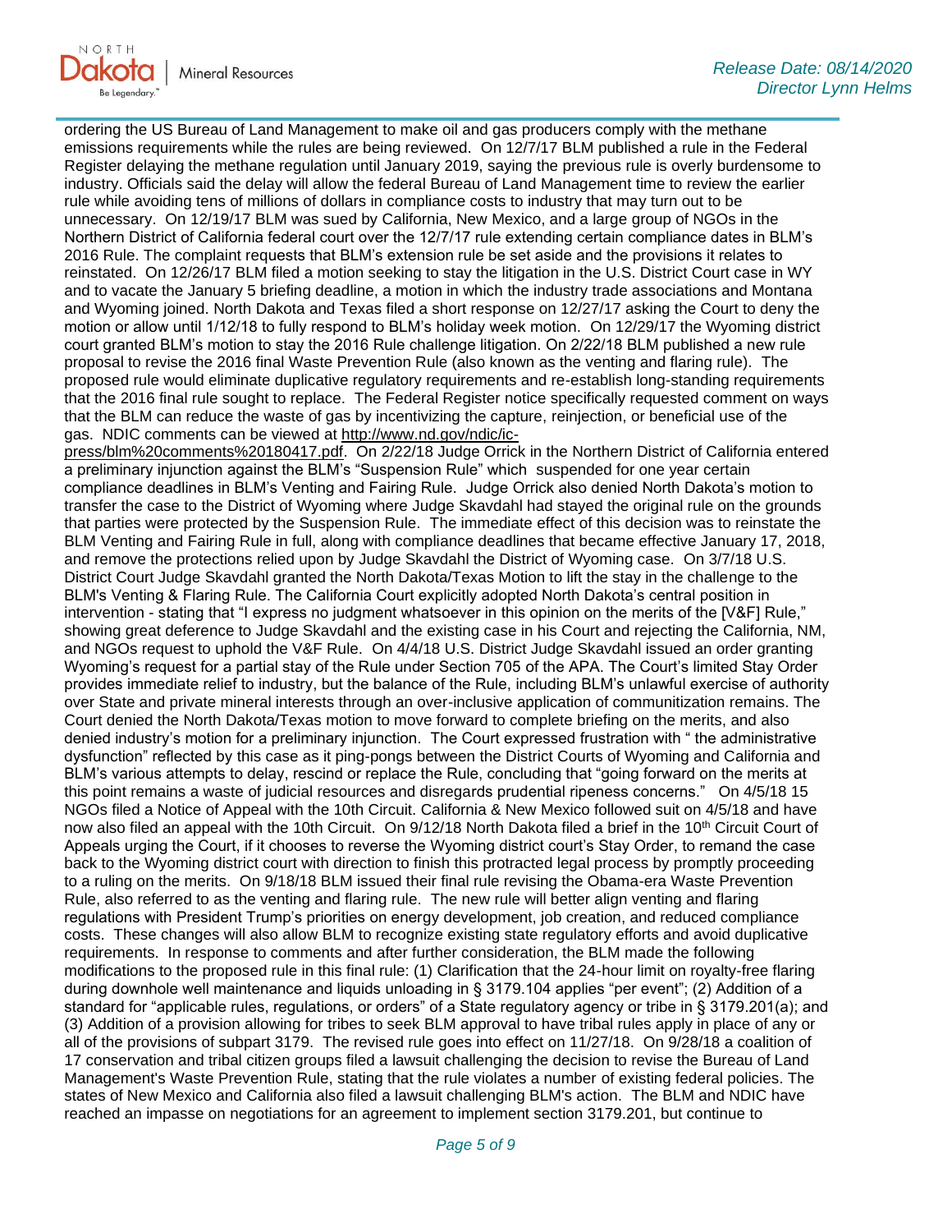ordering the US Bureau of Land Management to make oil and gas producers comply with the methane emissions requirements while the rules are being reviewed. On 12/7/17 BLM published a rule in the Federal Register delaying the methane regulation until January 2019, saying the previous rule is overly burdensome to industry. Officials said the delay will allow the federal Bureau of Land Management time to review the earlier rule while avoiding tens of millions of dollars in compliance costs to industry that may turn out to be unnecessary. On 12/19/17 BLM was sued by California, New Mexico, and a large group of NGOs in the Northern District of California federal court over the 12/7/17 rule extending certain compliance dates in BLM's 2016 Rule. The complaint requests that BLM's extension rule be set aside and the provisions it relates to reinstated. On 12/26/17 BLM filed a motion seeking to stay the litigation in the U.S. District Court case in WY and to vacate the January 5 briefing deadline, a motion in which the industry trade associations and Montana and Wyoming joined. North Dakota and Texas filed a short response on 12/27/17 asking the Court to deny the motion or allow until 1/12/18 to fully respond to BLM's holiday week motion. On 12/29/17 the Wyoming district court granted BLM's motion to stay the 2016 Rule challenge litigation. On 2/22/18 BLM published a new rule proposal to revise the 2016 final Waste Prevention Rule (also known as the venting and flaring rule). The proposed rule would eliminate duplicative regulatory requirements and re-establish long-standing requirements that the 2016 final rule sought to replace. The Federal Register notice specifically requested comment on ways that the BLM can reduce the waste of gas by incentivizing the capture, reinjection, or beneficial use of the gas. NDIC comments can be viewed at http://www.nd.gov/ndic/ic-press/blm%20comments%20180417.pdf. On 2/22/18 Judge Orrick in the Northern District of California entered a preliminary injunction against the BLM's "Suspension Rule" which suspended for one year certain compliance deadlines in BLM's Venting and Fairing Rule. Judge Orrick also denied North Dakota's motion to transfer the case to the District of Wyoming where Judge Skavdahl had stayed the original rule on the grounds that parties were protected by the Suspension Rule. The immediate effect of this decision was to reinstate the BLM Venting and Fairing Rule in full, along with compliance deadlines that became effective January 17, 2018, and remove the protections relied upon by Judge Skavdahl the District of Wyoming case. On 3/7/18 U.S. District Court Judge Skavdahl granted the North Dakota/Texas Motion to lift the stay in the challenge to the BLM's Venting & Flaring Rule. The California Court explicitly adopted North Dakota's central position in intervention - stating that "I express no judgment whatsoever in this opinion on the merits of the [V&F] Rule," showing great deference to Judge Skavdahl and the existing case in his Court and rejecting the California, NM, and NGOs request to uphold the V&F Rule. On 4/4/18 U.S. District Judge Skavdahl issued an order granting Wyoming's request for a partial stay of the Rule under Section 705 of the APA. The Court's limited Stay Order provides immediate relief to industry, but the balance of the Rule, including BLM's unlawful exercise of authority over State and private mineral interests through an over-inclusive application of communitization remains. The Court denied the North Dakota/Texas motion to move forward to complete briefing on the merits, and also denied industry's motion for a preliminary injunction. The Court expressed frustration with " the administrative dysfunction" reflected by this case as it ping-pongs between the District Courts of Wyoming and California and BLM's various attempts to delay, rescind or replace the Rule, concluding that "going forward on the merits at this point remains a waste of judicial resources and disregards prudential ripeness concerns." On 4/5/18 15 NGOs filed a Notice of Appeal with the 10th Circuit. California & New Mexico followed suit on 4/5/18 and have now also filed an appeal with the 10th Circuit. On 9/12/18 North Dakota filed a brief in the 10th Circuit Court of Appeals urging the Court, if it chooses to reverse the Wyoming district court's Stay Order, to remand the case back to the Wyoming district court with direction to finish this protracted legal process by promptly proceeding to a ruling on the merits. On 9/18/18 BLM issued their final rule revising the Obama-era Waste Prevention Rule, also referred to as the venting and flaring rule. The new rule will better align venting and flaring regulations with President Trump's priorities on energy development, job creation, and reduced compliance costs. These changes will also allow BLM to recognize existing state regulatory efforts and avoid duplicative requirements. In response to comments and after further consideration, the BLM made the following modifications to the proposed rule in this final rule: (1) Clarification that the 24-hour limit on royalty-free flaring during downhole well maintenance and liquids unloading in § 3179.104 applies "per event"; (2) Addition of a standard for "applicable rules, regulations, or orders" of a State regulatory agency or tribe in § 3179.201(a); and (3) Addition of a provision allowing for tribes to seek BLM approval to have tribal rules apply in place of any or all of the provisions of subpart 3179. The revised rule goes into effect on 11/27/18. On 9/28/18 a coalition of 17 conservation and tribal citizen groups filed a lawsuit challenging the decision to revise the Bureau of Land Management's Waste Prevention Rule, stating that the rule violates a number of existing federal policies. The states of New Mexico and California also filed a lawsuit challenging BLM's action. The BLM and NDIC have reached an impasse on negotiations for an agreement to implement section 3179.201, but continue to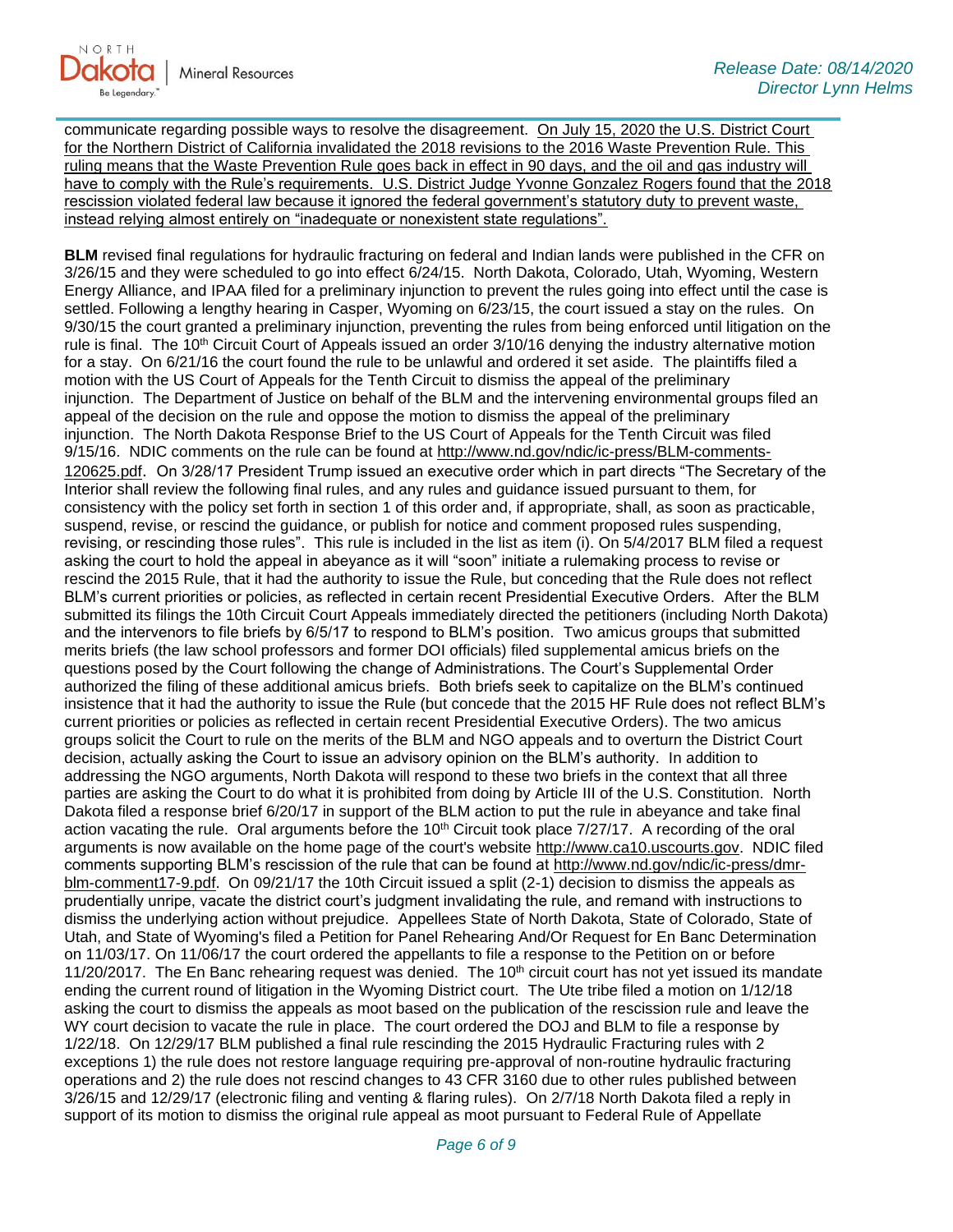communicate regarding possible ways to resolve the disagreement. On July 15, 2020 the U.S. District Court for the Northern District of California invalidated the 2018 revisions to the 2016 Waste Prevention Rule. This ruling means that the Waste Prevention Rule goes back in effect in 90 days, and the oil and gas industry will have to comply with the Rule's requirements. U.S. District Judge Yvonne Gonzalez Rogers found that the 2018 rescission violated federal law because it ignored the federal government's statutory duty to prevent waste, instead relying almost entirely on "inadequate or nonexistent state regulations".

**BLM** revised final regulations for hydraulic fracturing on federal and Indian lands were published in the CFR on 3/26/15 and they were scheduled to go into effect 6/24/15. North Dakota, Colorado, Utah, Wyoming, Western Energy Alliance, and IPAA filed for a preliminary injunction to prevent the rules going into effect until the case is settled. Following a lengthy hearing in Casper, Wyoming on 6/23/15, the court issued a stay on the rules. On 9/30/15 the court granted a preliminary injunction, preventing the rules from being enforced until litigation on the rule is final. The 10th Circuit Court of Appeals issued an order 3/10/16 denying the industry alternative motion for a stay. On 6/21/16 the court found the rule to be unlawful and ordered it set aside. The plaintiffs filed a motion with the US Court of Appeals for the Tenth Circuit to dismiss the appeal of the preliminary injunction. The Department of Justice on behalf of the BLM and the intervening environmental groups filed an appeal of the decision on the rule and oppose the motion to dismiss the appeal of the preliminary injunction. The North Dakota Response Brief to the US Court of Appeals for the Tenth Circuit was filed 9/15/16. NDIC comments on the rule can be found at http://www.nd.gov/ndic/ic-press/BLM-comments-120625.pdf. On 3/28/17 President Trump issued an executive order which in part directs "The Secretary of the Interior shall review the following final rules, and any rules and guidance issued pursuant to them, for consistency with the policy set forth in section 1 of this order and, if appropriate, shall, as soon as practicable, suspend, revise, or rescind the guidance, or publish for notice and comment proposed rules suspending, revising, or rescinding those rules". This rule is included in the list as item (i). On 5/4/2017 BLM filed a request asking the court to hold the appeal in abeyance as it will "soon" initiate a rulemaking process to revise or rescind the 2015 Rule, that it had the authority to issue the Rule, but conceding that the Rule does not reflect BLM's current priorities or policies, as reflected in certain recent Presidential Executive Orders. After the BLM submitted its filings the 10th Circuit Court Appeals immediately directed the petitioners (including North Dakota) and the intervenors to file briefs by 6/5/17 to respond to BLM's position. Two amicus groups that submitted merits briefs (the law school professors and former DOI officials) filed supplemental amicus briefs on the questions posed by the Court following the change of Administrations. The Court's Supplemental Order authorized the filing of these additional amicus briefs. Both briefs seek to capitalize on the BLM's continued insistence that it had the authority to issue the Rule (but concede that the 2015 HF Rule does not reflect BLM's current priorities or policies as reflected in certain recent Presidential Executive Orders). The two amicus groups solicit the Court to rule on the merits of the BLM and NGO appeals and to overturn the District Court decision, actually asking the Court to issue an advisory opinion on the BLM's authority. In addition to addressing the NGO arguments, North Dakota will respond to these two briefs in the context that all three parties are asking the Court to do what it is prohibited from doing by Article III of the U.S. Constitution. North Dakota filed a response brief 6/20/17 in support of the BLM action to put the rule in abeyance and take final action vacating the rule. Oral arguments before the 10th Circuit took place 7/27/17. A recording of the oral arguments is now available on the home page of the court's website http://www.ca10.uscourts.gov. NDIC filed comments supporting BLM's rescission of the rule that can be found at http://www.nd.gov/ndic/ic-press/dmr-blm-comment17-9.pdf. On 09/21/17 the 10th Circuit issued a split (2-1) decision to dismiss the appeals as prudentially unripe, vacate the district court's judgment invalidating the rule, and remand with instructions to dismiss the underlying action without prejudice. Appellees State of North Dakota, State of Colorado, State of Utah, and State of Wyoming's filed a Petition for Panel Rehearing And/Or Request for En Banc Determination on 11/03/17. On 11/06/17 the court ordered the appellants to file a response to the Petition on or before 11/20/2017. The En Banc rehearing request was denied. The 10th circuit court has not yet issued its mandate ending the current round of litigation in the Wyoming District court. The Ute tribe filed a motion on 1/12/18 asking the court to dismiss the appeals as moot based on the publication of the rescission rule and leave the WY court decision to vacate the rule in place. The court ordered the DOJ and BLM to file a response by 1/22/18. On 12/29/17 BLM published a final rule rescinding the 2015 Hydraulic Fracturing rules with 2 exceptions 1) the rule does not restore language requiring pre-approval of non-routine hydraulic fracturing operations and 2) the rule does not rescind changes to 43 CFR 3160 due to other rules published between 3/26/15 and 12/29/17 (electronic filing and venting & flaring rules). On 2/7/18 North Dakota filed a reply in support of its motion to dismiss the original rule appeal as moot pursuant to Federal Rule of Appellate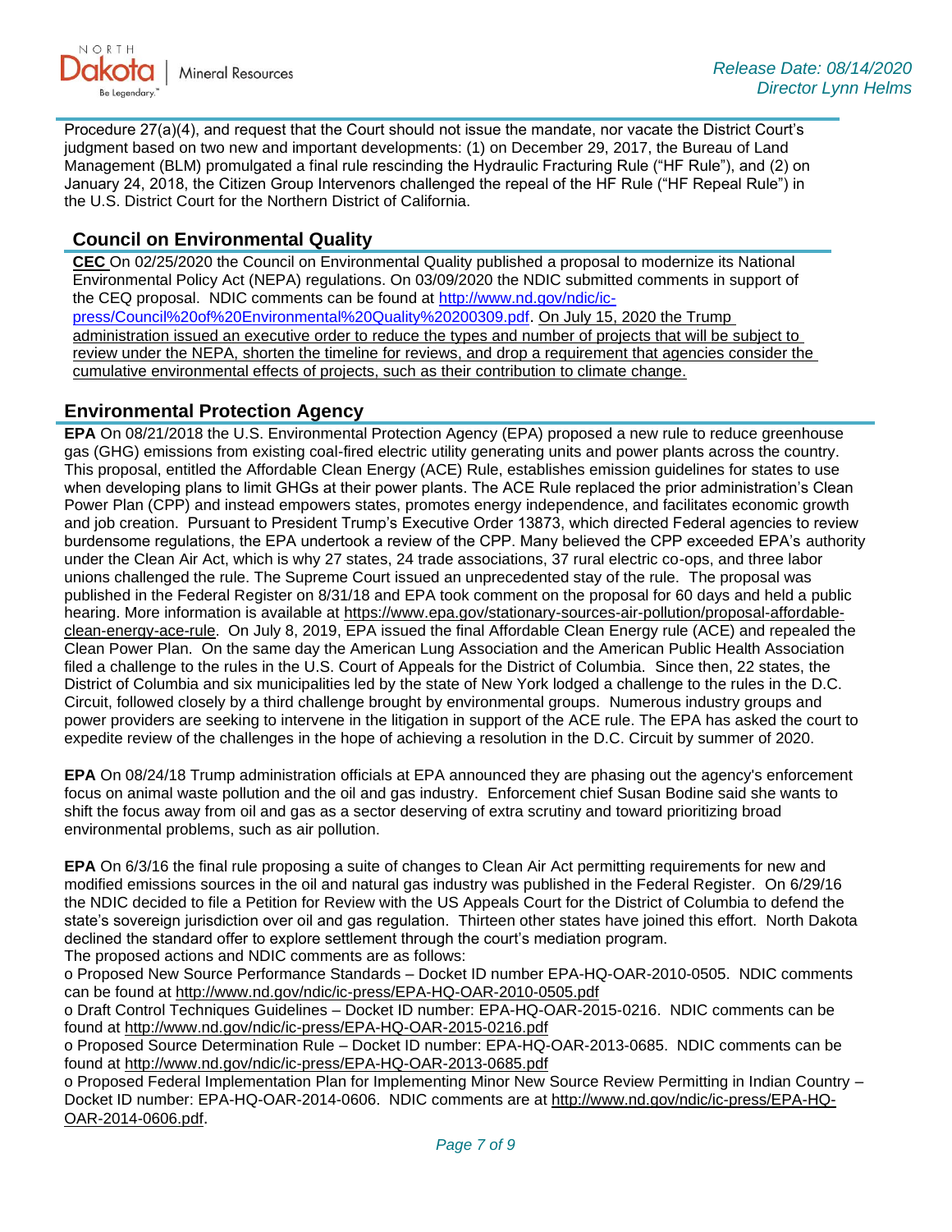Procedure 27(a)(4), and request that the Court should not issue the mandate, nor vacate the District Court's judgment based on two new and important developments: (1) on December 29, 2017, the Bureau of Land Management (BLM) promulgated a final rule rescinding the Hydraulic Fracturing Rule ("HF Rule"), and (2) on January 24, 2018, the Citizen Group Intervenors challenged the repeal of the HF Rule ("HF Repeal Rule") in the U.S. District Court for the Northern District of California.

## Council on Environmental Quality

**CEC** On 02/25/2020 the Council on Environmental Quality published a proposal to modernize its National Environmental Policy Act (NEPA) regulations. On 03/09/2020 the NDIC submitted comments in support of the CEQ proposal. NDIC comments can be found at http://www.nd.gov/ndic/ic-press/Council%20of%20Environmental%20Quality%20200309.pdf. On July 15, 2020 the Trump administration issued an executive order to reduce the types and number of projects that will be subject to review under the NEPA, shorten the timeline for reviews, and drop a requirement that agencies consider the cumulative environmental effects of projects, such as their contribution to climate change.

## Environmental Protection Agency

**EPA** On 08/21/2018 the U.S. Environmental Protection Agency (EPA) proposed a new rule to reduce greenhouse gas (GHG) emissions from existing coal-fired electric utility generating units and power plants across the country. This proposal, entitled the Affordable Clean Energy (ACE) Rule, establishes emission guidelines for states to use when developing plans to limit GHGs at their power plants. The ACE Rule replaced the prior administration's Clean Power Plan (CPP) and instead empowers states, promotes energy independence, and facilitates economic growth and job creation. Pursuant to President Trump's Executive Order 13873, which directed Federal agencies to review burdensome regulations, the EPA undertook a review of the CPP. Many believed the CPP exceeded EPA's authority under the Clean Air Act, which is why 27 states, 24 trade associations, 37 rural electric co-ops, and three labor unions challenged the rule. The Supreme Court issued an unprecedented stay of the rule. The proposal was published in the Federal Register on 8/31/18 and EPA took comment on the proposal for 60 days and held a public hearing. More information is available at https://www.epa.gov/stationary-sources-air-pollution/proposal-affordable-clean-energy-ace-rule. On July 8, 2019, EPA issued the final Affordable Clean Energy rule (ACE) and repealed the Clean Power Plan. On the same day the American Lung Association and the American Public Health Association filed a challenge to the rules in the U.S. Court of Appeals for the District of Columbia. Since then, 22 states, the District of Columbia and six municipalities led by the state of New York lodged a challenge to the rules in the D.C. Circuit, followed closely by a third challenge brought by environmental groups. Numerous industry groups and power providers are seeking to intervene in the litigation in support of the ACE rule. The EPA has asked the court to expedite review of the challenges in the hope of achieving a resolution in the D.C. Circuit by summer of 2020.

**EPA** On 08/24/18 Trump administration officials at EPA announced they are phasing out the agency's enforcement focus on animal waste pollution and the oil and gas industry. Enforcement chief Susan Bodine said she wants to shift the focus away from oil and gas as a sector deserving of extra scrutiny and toward prioritizing broad environmental problems, such as air pollution.

**EPA** On 6/3/16 the final rule proposing a suite of changes to Clean Air Act permitting requirements for new and modified emissions sources in the oil and natural gas industry was published in the Federal Register. On 6/29/16 the NDIC decided to file a Petition for Review with the US Appeals Court for the District of Columbia to defend the state's sovereign jurisdiction over oil and gas regulation. Thirteen other states have joined this effort. North Dakota declined the standard offer to explore settlement through the court's mediation program.
The proposed actions and NDIC comments are as follows:

- Proposed New Source Performance Standards – Docket ID number EPA-HQ-OAR-2010-0505. NDIC comments can be found at http://www.nd.gov/ndic/ic-press/EPA-HQ-OAR-2010-0505.pdf
- Draft Control Techniques Guidelines – Docket ID number: EPA-HQ-OAR-2015-0216. NDIC comments can be found at http://www.nd.gov/ndic/ic-press/EPA-HQ-OAR-2015-0216.pdf
- Proposed Source Determination Rule – Docket ID number: EPA-HQ-OAR-2013-0685. NDIC comments can be found at http://www.nd.gov/ndic/ic-press/EPA-HQ-OAR-2013-0685.pdf
- Proposed Federal Implementation Plan for Implementing Minor New Source Review Permitting in Indian Country – Docket ID number: EPA-HQ-OAR-2014-0606. NDIC comments are at http://www.nd.gov/ndic/ic-press/EPA-HQ-OAR-2014-0606.pdf.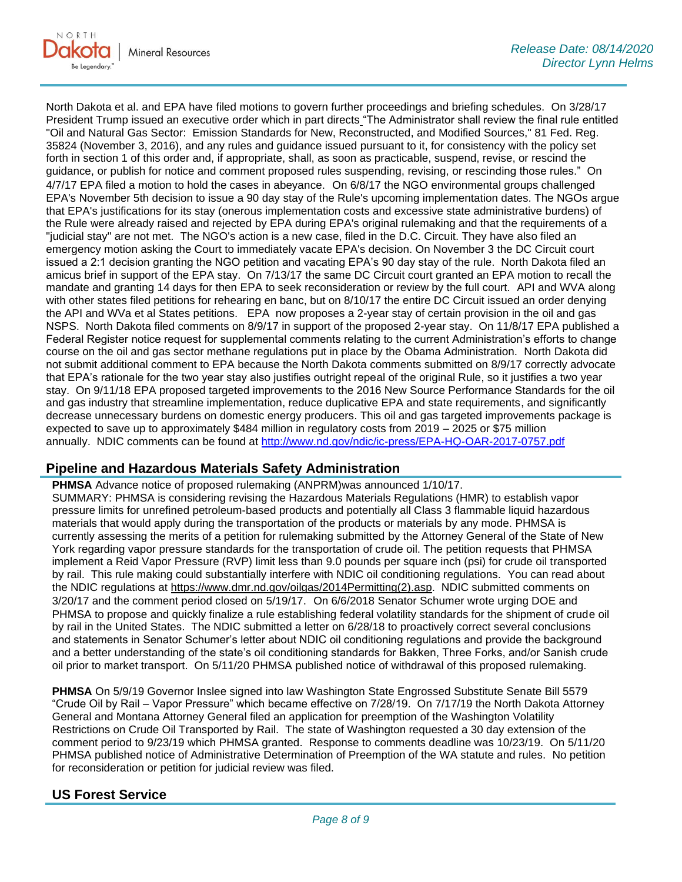North Dakota et al. and EPA have filed motions to govern further proceedings and briefing schedules. On 3/28/17 President Trump issued an executive order which in part directs "The Administrator shall review the final rule entitled "Oil and Natural Gas Sector: Emission Standards for New, Reconstructed, and Modified Sources," 81 Fed. Reg. 35824 (November 3, 2016), and any rules and guidance issued pursuant to it, for consistency with the policy set forth in section 1 of this order and, if appropriate, shall, as soon as practicable, suspend, revise, or rescind the guidance, or publish for notice and comment proposed rules suspending, revising, or rescinding those rules." On 4/7/17 EPA filed a motion to hold the cases in abeyance. On 6/8/17 the NGO environmental groups challenged EPA's November 5th decision to issue a 90 day stay of the Rule's upcoming implementation dates. The NGOs argue that EPA's justifications for its stay (onerous implementation costs and excessive state administrative burdens) of the Rule were already raised and rejected by EPA during EPA's original rulemaking and that the requirements of a "judicial stay" are not met. The NGO's action is a new case, filed in the D.C. Circuit. They have also filed an emergency motion asking the Court to immediately vacate EPA's decision. On November 3 the DC Circuit court issued a 2:1 decision granting the NGO petition and vacating EPA's 90 day stay of the rule. North Dakota filed an amicus brief in support of the EPA stay. On 7/13/17 the same DC Circuit court granted an EPA motion to recall the mandate and granting 14 days for then EPA to seek reconsideration or review by the full court. API and WVA along with other states filed petitions for rehearing en banc, but on 8/10/17 the entire DC Circuit issued an order denying the API and WVa et al States petitions. EPA now proposes a 2-year stay of certain provision in the oil and gas NSPS. North Dakota filed comments on 8/9/17 in support of the proposed 2-year stay. On 11/8/17 EPA published a Federal Register notice request for supplemental comments relating to the current Administration's efforts to change course on the oil and gas sector methane regulations put in place by the Obama Administration. North Dakota did not submit additional comment to EPA because the North Dakota comments submitted on 8/9/17 correctly advocate that EPA's rationale for the two year stay also justifies outright repeal of the original Rule, so it justifies a two year stay. On 9/11/18 EPA proposed targeted improvements to the 2016 New Source Performance Standards for the oil and gas industry that streamline implementation, reduce duplicative EPA and state requirements, and significantly decrease unnecessary burdens on domestic energy producers. This oil and gas targeted improvements package is expected to save up to approximately $484 million in regulatory costs from 2019 – 2025 or $75 million annually. NDIC comments can be found at http://www.nd.gov/ndic/ic-press/EPA-HQ-OAR-2017-0757.pdf

## Pipeline and Hazardous Materials Safety Administration

**PHMSA** Advance notice of proposed rulemaking (ANPRM)was announced 1/10/17.
SUMMARY: PHMSA is considering revising the Hazardous Materials Regulations (HMR) to establish vapor pressure limits for unrefined petroleum-based products and potentially all Class 3 flammable liquid hazardous materials that would apply during the transportation of the products or materials by any mode. PHMSA is currently assessing the merits of a petition for rulemaking submitted by the Attorney General of the State of New York regarding vapor pressure standards for the transportation of crude oil. The petition requests that PHMSA implement a Reid Vapor Pressure (RVP) limit less than 9.0 pounds per square inch (psi) for crude oil transported by rail. This rule making could substantially interfere with NDIC oil conditioning regulations. You can read about the NDIC regulations at https://www.dmr.nd.gov/oilgas/2014Permitting(2).asp. NDIC submitted comments on 3/20/17 and the comment period closed on 5/19/17. On 6/6/2018 Senator Schumer wrote urging DOE and PHMSA to propose and quickly finalize a rule establishing federal volatility standards for the shipment of crude oil by rail in the United States. The NDIC submitted a letter on 6/28/18 to proactively correct several conclusions and statements in Senator Schumer's letter about NDIC oil conditioning regulations and provide the background and a better understanding of the state's oil conditioning standards for Bakken, Three Forks, and/or Sanish crude oil prior to market transport. On 5/11/20 PHMSA published notice of withdrawal of this proposed rulemaking.

**PHMSA** On 5/9/19 Governor Inslee signed into law Washington State Engrossed Substitute Senate Bill 5579 "Crude Oil by Rail – Vapor Pressure" which became effective on 7/28/19. On 7/17/19 the North Dakota Attorney General and Montana Attorney General filed an application for preemption of the Washington Volatility Restrictions on Crude Oil Transported by Rail. The state of Washington requested a 30 day extension of the comment period to 9/23/19 which PHMSA granted. Response to comments deadline was 10/23/19. On 5/11/20 PHMSA published notice of Administrative Determination of Preemption of the WA statute and rules. No petition for reconsideration or petition for judicial review was filed.

## US Forest Service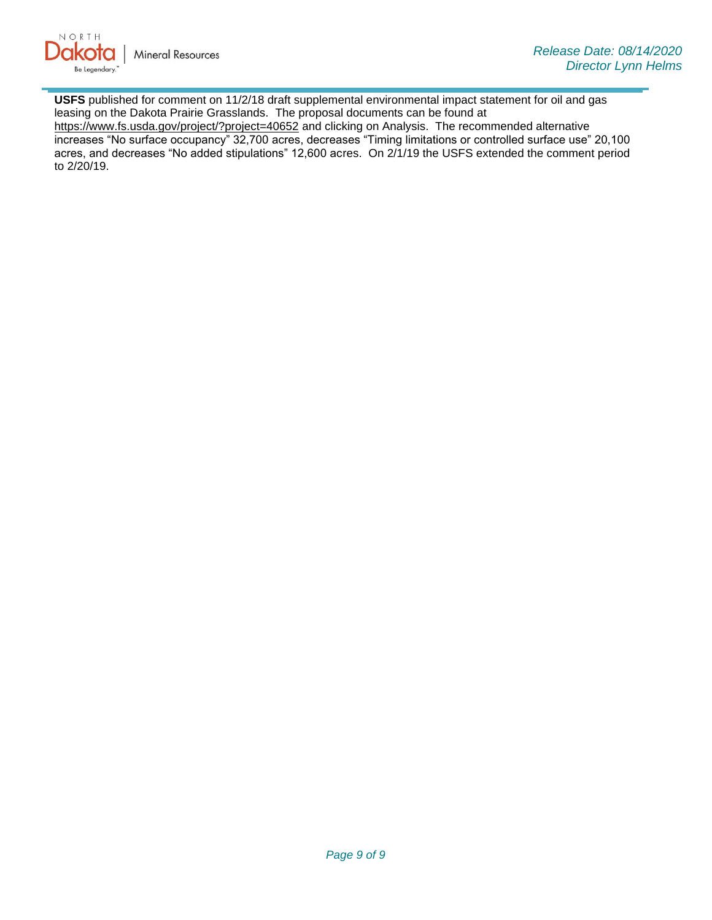**USFS** published for comment on 11/2/18 draft supplemental environmental impact statement for oil and gas leasing on the Dakota Prairie Grasslands. The proposal documents can be found at https://www.fs.usda.gov/project/?project=40652 and clicking on Analysis. The recommended alternative increases "No surface occupancy" 32,700 acres, decreases "Timing limitations or controlled surface use" 20,100 acres, and decreases "No added stipulations" 12,600 acres. On 2/1/19 the USFS extended the comment period to 2/20/19.